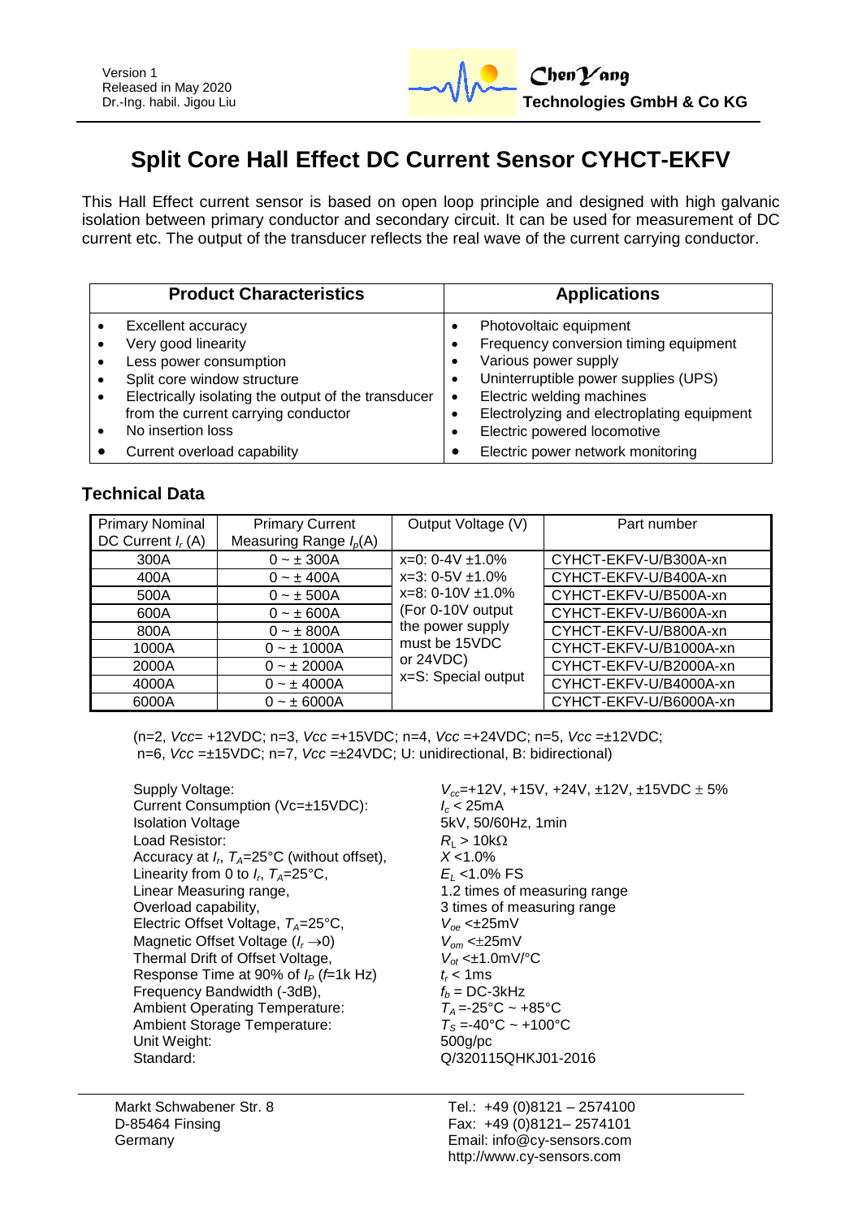Version 1
Released in May 2020
Dr.-Ing. habil. Jigou Liu

ChenYang Technologies GmbH & Co KG

# Split Core Hall Effect DC Current Sensor CYHCT-EKFV

This Hall Effect current sensor is based on open loop principle and designed with high galvanic isolation between primary conductor and secondary circuit. It can be used for measurement of DC current etc. The output of the transducer reflects the real wave of the current carrying conductor.

| Product Characteristics | Applications |
|---|---|
| • Excellent accuracy<br>• Very good linearity<br>• Less power consumption<br>• Split core window structure<br>• Electrically isolating the output of the transducer from the current carrying conductor<br>• No insertion loss<br>• Current overload capability | • Photovoltaic equipment<br>• Frequency conversion timing equipment<br>• Various power supply<br>• Uninterruptible power supplies (UPS)<br>• Electric welding machines<br>• Electrolyzing and electroplating equipment<br>• Electric powered locomotive<br>• Electric power network monitoring |

## Technical Data

| Primary Nominal DC Current $I_r$ (A) | Primary Current Measuring Range $I_p$(A) | Output Voltage (V) | Part number |
|---|---|---|---|
| 300A | 0 ~ ± 300A | x=0: 0-4V ±1.0%<br>x=3: 0-5V ±1.0%<br>x=8: 0-10V ±1.0%<br>(For 0-10V output the power supply must be 15VDC or 24VDC)<br>x=S: Special output | CYHCT-EKFV-U/B300A-xn |
| 400A | 0 ~ ± 400A | | CYHCT-EKFV-U/B400A-xn |
| 500A | 0 ~ ± 500A | | CYHCT-EKFV-U/B500A-xn |
| 600A | 0 ~ ± 600A | | CYHCT-EKFV-U/B600A-xn |
| 800A | 0 ~ ± 800A | | CYHCT-EKFV-U/B800A-xn |
| 1000A | 0 ~ ± 1000A | | CYHCT-EKFV-U/B1000A-xn |
| 2000A | 0 ~ ± 2000A | | CYHCT-EKFV-U/B2000A-xn |
| 4000A | 0 ~ ± 4000A | | CYHCT-EKFV-U/B4000A-xn |
| 6000A | 0 ~ ± 6000A | | CYHCT-EKFV-U/B6000A-xn |

(n=2, $Vcc$= +12VDC; n=3, $Vcc$ =+15VDC; n=4, $Vcc$ =+24VDC; n=5, $Vcc$ =±12VDC; n=6, $Vcc$ =±15VDC; n=7, $Vcc$ =±24VDC; U: unidirectional, B: bidirectional)

| | |
|---|---|
| Supply Voltage: | $V_{cc}$=+12V, +15V, +24V, ±12V, ±15VDC ± 5% |
| Current Consumption (Vc=±15VDC): | $I_c$ < 25mA |
| Isolation Voltage | 5kV, 50/60Hz, 1min |
| Load Resistor: | $R_L$ > 10kΩ |
| Accuracy at $I_r$, $T_A$=25°C (without offset), | $X$ <1.0% |
| Linearity from 0 to $I_r$, $T_A$=25°C, | $E_L$ <1.0% FS |
| Linear Measuring range, | 1.2 times of measuring range |
| Overload capability, | 3 times of measuring range |
| Electric Offset Voltage, $T_A$=25°C, | $V_{oe}$ <±25mV |
| Magnetic Offset Voltage ($I_r \to 0$) | $V_{om}$ <±25mV |
| Thermal Drift of Offset Voltage, | $V_{ot}$ <±1.0mV/°C |
| Response Time at 90% of $I_P$ ($f$=1k Hz) | $t_r$ < 1ms |
| Frequency Bandwidth (-3dB), | $f_b$ = DC-3kHz |
| Ambient Operating Temperature: | $T_A$ =-25°C ~ +85°C |
| Ambient Storage Temperature: | $T_S$ =-40°C ~ +100°C |
| Unit Weight: | 500g/pc |
| Standard: | Q/320115QHKJ01-2016 |

Markt Schwabener Str. 8
D-85464 Finsing
Germany

Tel.: +49 (0)8121 – 2574100
Fax: +49 (0)8121– 2574101
Email: info@cy-sensors.com
http://www.cy-sensors.com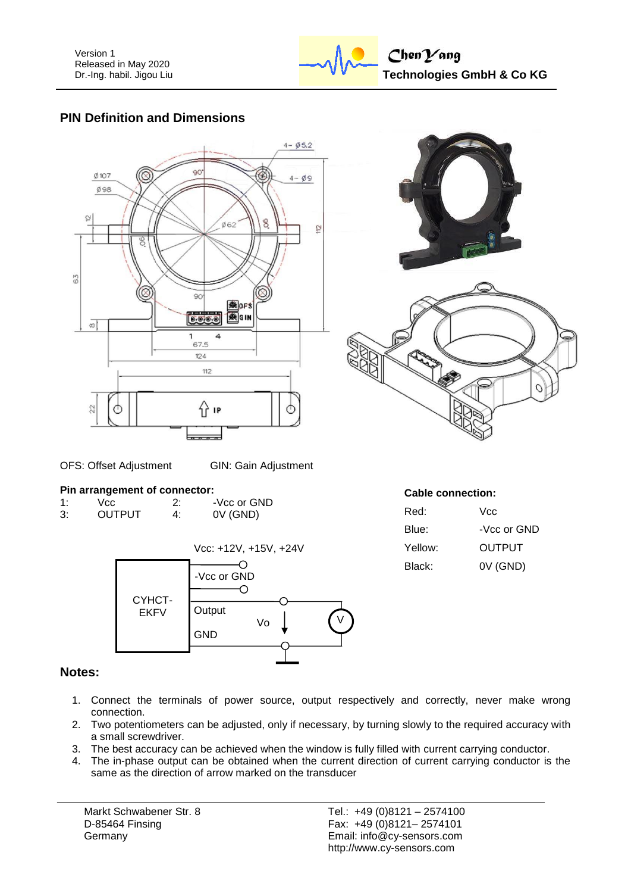## PIN Definition and Dimensions

4- Ø5.2

Ø107

Ø98

90°

4- Ø9

Ø62

90°

90°

12

112

63

90°

OFS

GIN

8

1 4

67.5

124

112

22

IP

OFS: Offset Adjustment GIN: Gain Adjustment

**Pin arrangement of connector:**

| | | | |
|---|---|---|---|
| 1: | Vcc | 2: | -Vcc or GND |
| 3: | OUTPUT | 4: | 0V (GND) |

Vcc: +12V, +15V, +24V

CYHCT-EKFV

-Vcc or GND

Output

GND

Vo

V

**Cable connection:**

| | |
|---|---|
| Red: | Vcc |
| Blue: | -Vcc or GND |
| Yellow: | OUTPUT |
| Black: | 0V (GND) |

## Notes:

1. Connect the terminals of power source, output respectively and correctly, never make wrong connection.
2. Two potentiometers can be adjusted, only if necessary, by turning slowly to the required accuracy with a small screwdriver.
3. The best accuracy can be achieved when the window is fully filled with current carrying conductor.
4. The in-phase output can be obtained when the current direction of current carrying conductor is the same as the direction of arrow marked on the transducer